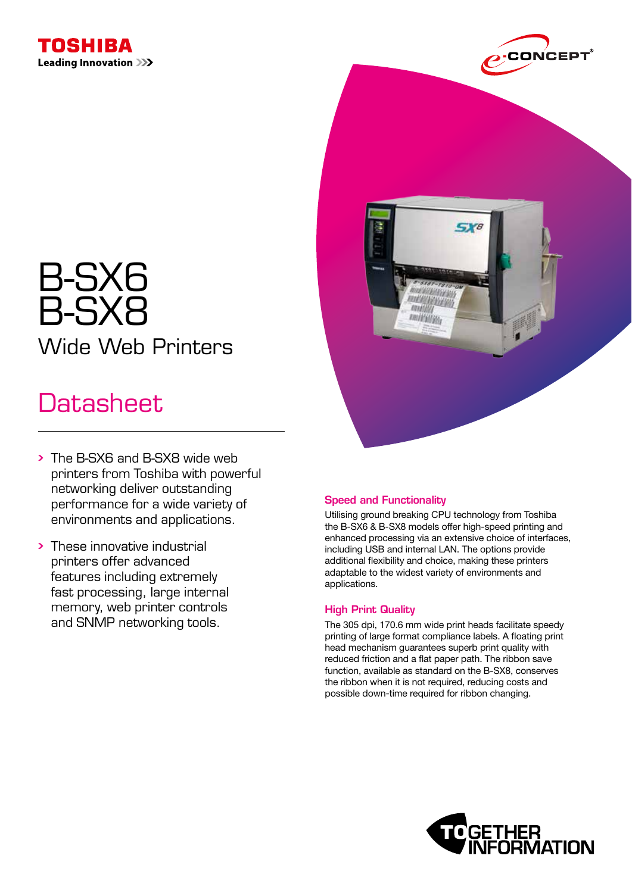TOSHIBA
Leading Innovation

# B-SX6
# B-SX8

## Wide Web Printers

## Datasheet

- The B-SX6 and B-SX8 wide web printers from Toshiba with powerful networking deliver outstanding performance for a wide variety of environments and applications.
- These innovative industrial printers offer advanced features including extremely fast processing, large internal memory, web printer controls and SNMP networking tools.

### Speed and Functionality

Utilising ground breaking CPU technology from Toshiba the B-SX6 & B-SX8 models offer high-speed printing and enhanced processing via an extensive choice of interfaces, including USB and internal LAN. The options provide additional flexibility and choice, making these printers adaptable to the widest variety of environments and applications.

### High Print Quality

The 305 dpi, 170.6 mm wide print heads facilitate speedy printing of large format compliance labels. A floating print head mechanism guarantees superb print quality with reduced friction and a flat paper path. The ribbon save function, available as standard on the B-SX8, conserves the ribbon when it is not required, reducing costs and possible down-time required for ribbon changing.

TOGETHER INFORMATION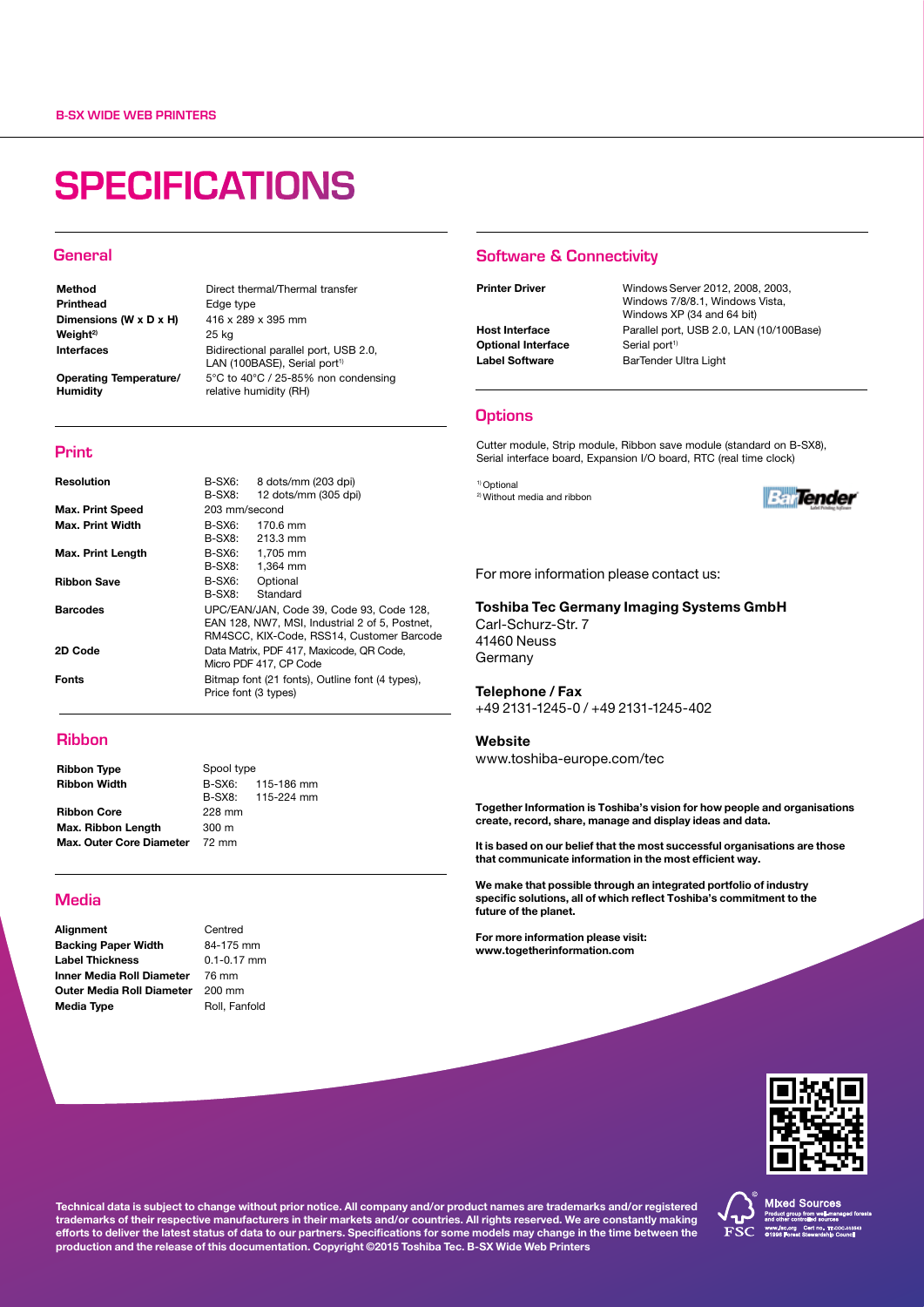B-SX WIDE WEB PRINTERS

# SPECIFICATIONS

## General

| | |
|---|---|
| **Method** | Direct thermal/Thermal transfer |
| **Printhead** | Edge type |
| **Dimensions (W x D x H)** | 416 x 289 x 395 mm |
| **Weight[2)]** | 25 kg |
| **Interfaces** | Bidirectional parallel port, USB 2.0, LAN (100BASE), Serial port[1)] |
| **Operating Temperature/ Humidity** | 5°C to 40°C / 25-85% non condensing relative humidity (RH) |

## Print

| | |
|---|---|
| **Resolution** | B-SX6: 8 dots/mm (203 dpi)<br>B-SX8: 12 dots/mm (305 dpi) |
| **Max. Print Speed** | 203 mm/second |
| **Max. Print Width** | B-SX6: 170.6 mm<br>B-SX8: 213.3 mm |
| **Max. Print Length** | B-SX6: 1,705 mm<br>B-SX8: 1,364 mm |
| **Ribbon Save** | B-SX6: Optional<br>B-SX8: Standard |
| **Barcodes** | UPC/EAN/JAN, Code 39, Code 93, Code 128, EAN 128, NW7, MSI, Industrial 2 of 5, Postnet, RM4SCC, KIX-Code, RSS14, Customer Barcode |
| **2D Code** | Data Matrix, PDF 417, Maxicode, QR Code, Micro PDF 417, CP Code |
| **Fonts** | Bitmap font (21 fonts), Outline font (4 types), Price font (3 types) |

## Ribbon

| | |
|---|---|
| **Ribbon Type** | Spool type |
| **Ribbon Width** | B-SX6: 115-186 mm<br>B-SX8: 115-224 mm |
| **Ribbon Core** | 228 mm |
| **Max. Ribbon Length** | 300 m |
| **Max. Outer Core Diameter** | 72 mm |

## Media

| | |
|---|---|
| **Alignment** | Centred |
| **Backing Paper Width** | 84-175 mm |
| **Label Thickness** | 0.1-0.17 mm |
| **Inner Media Roll Diameter** | 76 mm |
| **Outer Media Roll Diameter** | 200 mm |
| **Media Type** | Roll, Fanfold |

## Software & Connectivity

| | |
|---|---|
| **Printer Driver** | Windows Server 2012, 2008, 2003, Windows 7/8/8.1, Windows Vista, Windows XP (34 and 64 bit) |
| **Host Interface** | Parallel port, USB 2.0, LAN (10/100Base) |
| **Optional Interface** | Serial port[1)] |
| **Label Software** | BarTender Ultra Light |

## Options

Cutter module, Strip module, Ribbon save module (standard on B-SX8), Serial interface board, Expansion I/O board, RTC (real time clock)

[1)] Optional
[2)] Without media and ribbon

For more information please contact us:

**Toshiba Tec Germany Imaging Systems GmbH**
Carl-Schurz-Str. 7
41460 Neuss
Germany

**Telephone / Fax**
+49 2131-1245-0 / +49 2131-1245-402

**Website**
www.toshiba-europe.com/tec

**Together Information is Toshiba's vision for how people and organisations create, record, share, manage and display ideas and data.**

**It is based on our belief that the most successful organisations are those that communicate information in the most efficient way.**

**We make that possible through an integrated portfolio of industry specific solutions, all of which reflect Toshiba's commitment to the future of the planet.**

**For more information please visit:**
**www.togetherinformation.com**

**Technical data is subject to change without prior notice. All company and/or product names are trademarks and/or registered trademarks of their respective manufacturers in their markets and/or countries. All rights reserved. We are constantly making efforts to deliver the latest status of data to our partners. Specifications for some models may change in the time between the production and the release of this documentation. Copyright ©2015 Toshiba Tec. B-SX Wide Web Printers**

Mixed Sources
Product group from well-managed forests and other controlled sources
www.fsc.org ©1996 Forest Stewardship Council